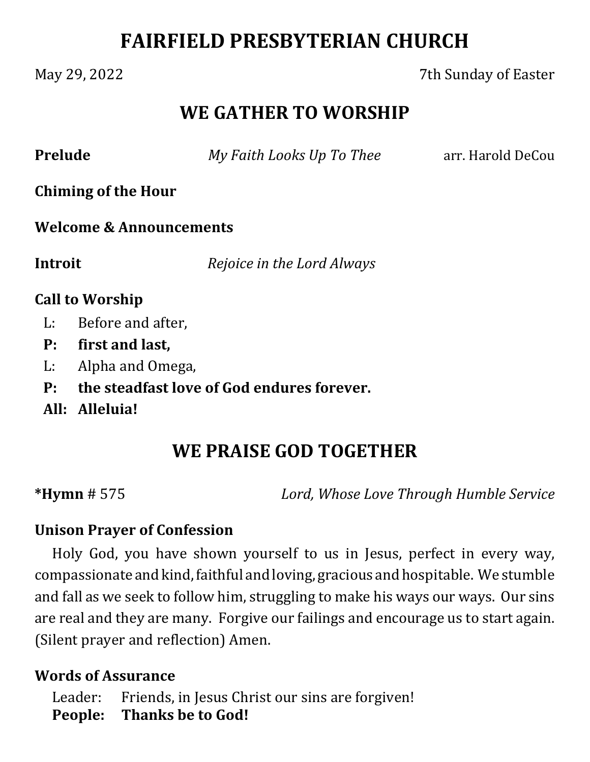# FAIRFIELD PRESBYTERIAN CHURCH

May 29, 2022 — 7th Sunday of Easter

## WE GATHER TO WORSHIP

**Prelude** — *My Faith Looks Up To Thee* — arr. Harold DeCou

**Chiming of the Hour**

**Welcome & Announcements**

**Introit** — *Rejoice in the Lord Always*

**Call to Worship**

L: Before and after,
**P: first and last,**
L: Alpha and Omega,
**P: the steadfast love of God endures forever.**
**All: Alleluia!**

## WE PRAISE GOD TOGETHER

***Hymn** # 575 — *Lord, Whose Love Through Humble Service*

**Unison Prayer of Confession**

Holy God, you have shown yourself to us in Jesus, perfect in every way, compassionate and kind, faithful and loving, gracious and hospitable. We stumble and fall as we seek to follow him, struggling to make his ways our ways. Our sins are real and they are many. Forgive our failings and encourage us to start again. (Silent prayer and reflection) Amen.

**Words of Assurance**

Leader: Friends, in Jesus Christ our sins are forgiven!
**People: Thanks be to God!**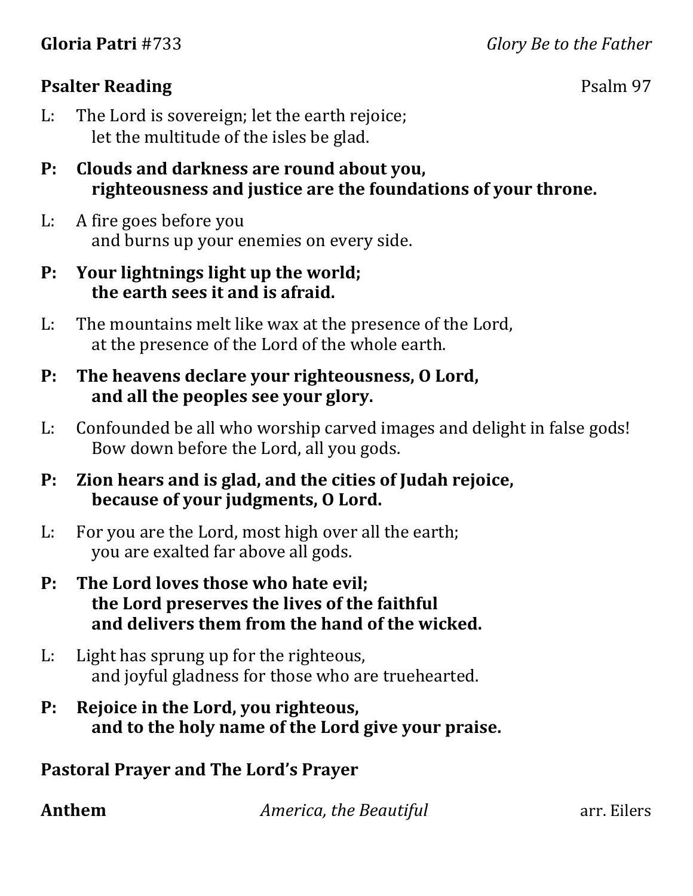**Gloria Patri** #733 *Glory Be to the Father*

**Psalter Reading** Psalm 97

L: The Lord is sovereign; let the earth rejoice;
let the multitude of the isles be glad.

**P: Clouds and darkness are round about you,
righteousness and justice are the foundations of your throne.**

L: A fire goes before you
and burns up your enemies on every side.

**P: Your lightnings light up the world;
the earth sees it and is afraid.**

L: The mountains melt like wax at the presence of the Lord,
at the presence of the Lord of the whole earth.

**P: The heavens declare your righteousness, O Lord,
and all the peoples see your glory.**

L: Confounded be all who worship carved images and delight in false gods!
Bow down before the Lord, all you gods.

**P: Zion hears and is glad, and the cities of Judah rejoice,
because of your judgments, O Lord.**

L: For you are the Lord, most high over all the earth;
you are exalted far above all gods.

**P: The Lord loves those who hate evil;
the Lord preserves the lives of the faithful
and delivers them from the hand of the wicked.**

L: Light has sprung up for the righteous,
and joyful gladness for those who are truehearted.

**P: Rejoice in the Lord, you righteous,
and to the holy name of the Lord give your praise.**

**Pastoral Prayer and The Lord's Prayer**

**Anthem** *America, the Beautiful* arr. Eilers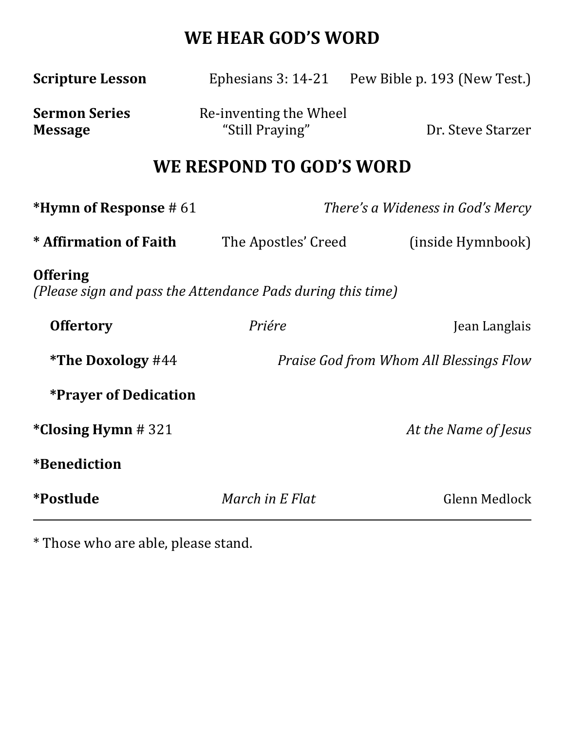## WE HEAR GOD'S WORD

**Scripture Lesson** Ephesians 3: 14-21 Pew Bible p. 193 (New Test.)

**Sermon Series** Re-inventing the Wheel
**Message** "Still Praying" Dr. Steve Starzer

## WE RESPOND TO GOD'S WORD

***Hymn of Response** # 61 *There's a Wideness in God's Mercy*

*** Affirmation of Faith** The Apostles' Creed (inside Hymnbook)

**Offering**
*(Please sign and pass the Attendance Pads during this time)*

**Offertory** *Priére* Jean Langlais

***The Doxology** #44 *Praise God from Whom All Blessings Flow*

***Prayer of Dedication**

***Closing Hymn** # 321 *At the Name of Jesus*

***Benediction**

***Postlude** *March in E Flat* Glenn Medlock

---

* Those who are able, please stand.